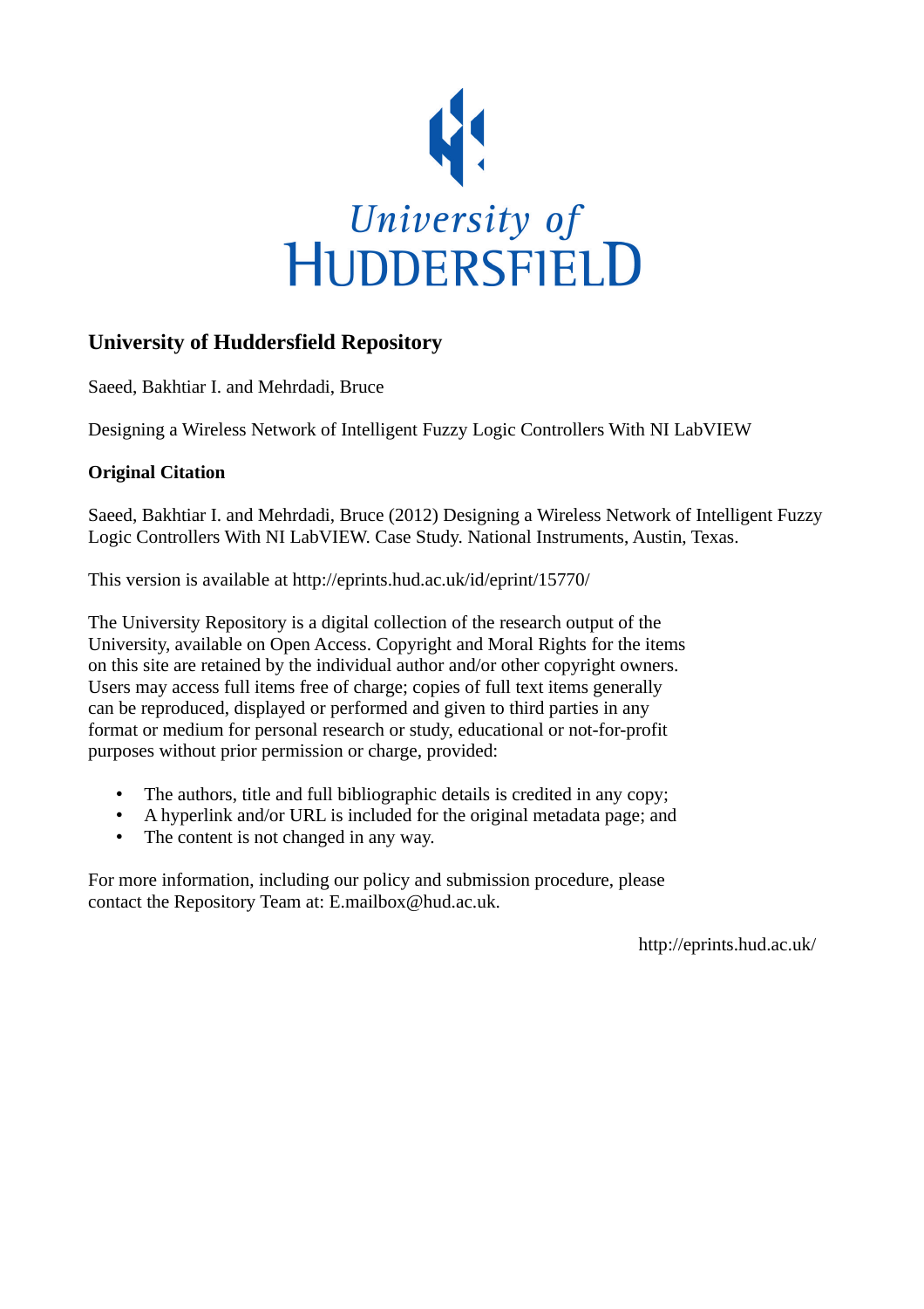University of HUDDERSFIELD

## University of Huddersfield Repository

Saeed, Bakhtiar I. and Mehrdadi, Bruce

Designing a Wireless Network of Intelligent Fuzzy Logic Controllers With NI LabVIEW

### Original Citation

Saeed, Bakhtiar I. and Mehrdadi, Bruce (2012) Designing a Wireless Network of Intelligent Fuzzy Logic Controllers With NI LabVIEW. Case Study. National Instruments, Austin, Texas.

This version is available at http://eprints.hud.ac.uk/id/eprint/15770/

The University Repository is a digital collection of the research output of the University, available on Open Access. Copyright and Moral Rights for the items on this site are retained by the individual author and/or other copyright owners. Users may access full items free of charge; copies of full text items generally can be reproduced, displayed or performed and given to third parties in any format or medium for personal research or study, educational or not-for-profit purposes without prior permission or charge, provided:

- The authors, title and full bibliographic details is credited in any copy;
- A hyperlink and/or URL is included for the original metadata page; and
- The content is not changed in any way.

For more information, including our policy and submission procedure, please contact the Repository Team at: E.mailbox@hud.ac.uk.

http://eprints.hud.ac.uk/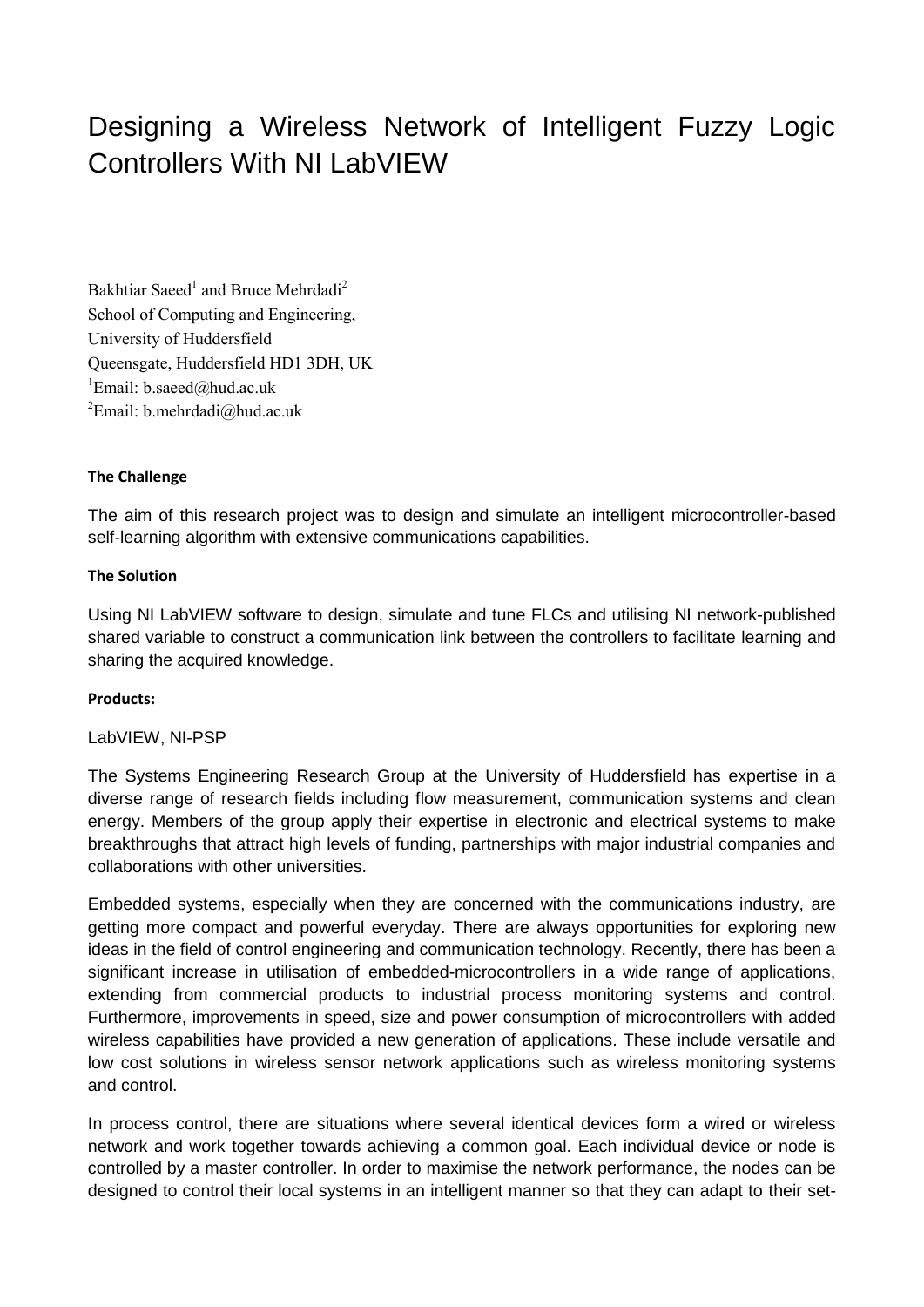# Designing a Wireless Network of Intelligent Fuzzy Logic Controllers With NI LabVIEW

Bakhtiar Saeed[1] and Bruce Mehrdadi[2]
School of Computing and Engineering,
University of Huddersfield
Queensgate, Huddersfield HD1 3DH, UK
[1]Email: b.saeed@hud.ac.uk
[2]Email: b.mehrdadi@hud.ac.uk

**The Challenge**

The aim of this research project was to design and simulate an intelligent microcontroller-based self-learning algorithm with extensive communications capabilities.

**The Solution**

Using NI LabVIEW software to design, simulate and tune FLCs and utilising NI network-published shared variable to construct a communication link between the controllers to facilitate learning and sharing the acquired knowledge.

**Products:**

LabVIEW, NI-PSP

The Systems Engineering Research Group at the University of Huddersfield has expertise in a diverse range of research fields including flow measurement, communication systems and clean energy. Members of the group apply their expertise in electronic and electrical systems to make breakthroughs that attract high levels of funding, partnerships with major industrial companies and collaborations with other universities.

Embedded systems, especially when they are concerned with the communications industry, are getting more compact and powerful everyday. There are always opportunities for exploring new ideas in the field of control engineering and communication technology. Recently, there has been a significant increase in utilisation of embedded-microcontrollers in a wide range of applications, extending from commercial products to industrial process monitoring systems and control. Furthermore, improvements in speed, size and power consumption of microcontrollers with added wireless capabilities have provided a new generation of applications. These include versatile and low cost solutions in wireless sensor network applications such as wireless monitoring systems and control.

In process control, there are situations where several identical devices form a wired or wireless network and work together towards achieving a common goal. Each individual device or node is controlled by a master controller. In order to maximise the network performance, the nodes can be designed to control their local systems in an intelligent manner so that they can adapt to their set-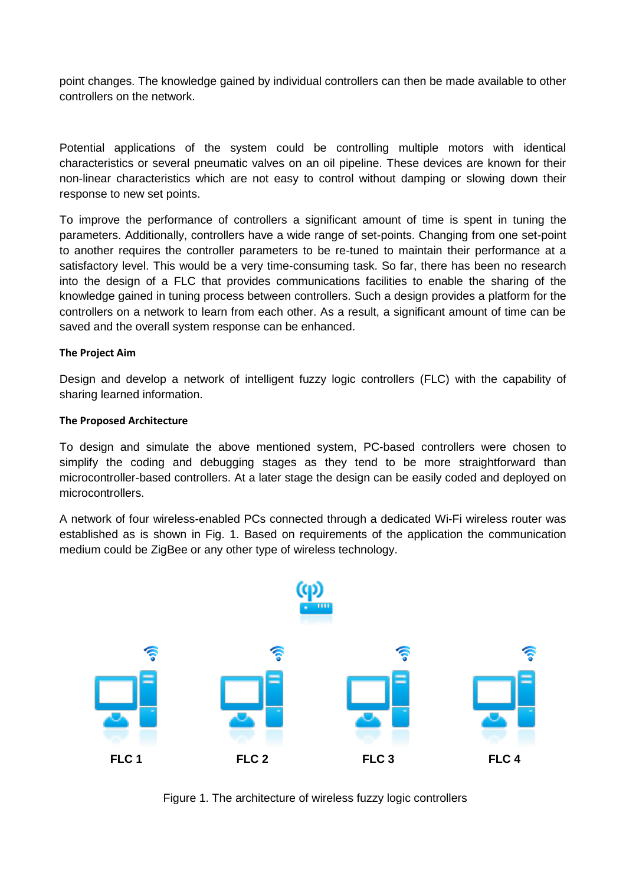point changes. The knowledge gained by individual controllers can then be made available to other controllers on the network.

Potential applications of the system could be controlling multiple motors with identical characteristics or several pneumatic valves on an oil pipeline. These devices are known for their non-linear characteristics which are not easy to control without damping or slowing down their response to new set points.

To improve the performance of controllers a significant amount of time is spent in tuning the parameters. Additionally, controllers have a wide range of set-points. Changing from one set-point to another requires the controller parameters to be re-tuned to maintain their performance at a satisfactory level. This would be a very time-consuming task. So far, there has been no research into the design of a FLC that provides communications facilities to enable the sharing of the knowledge gained in tuning process between controllers. Such a design provides a platform for the controllers on a network to learn from each other. As a result, a significant amount of time can be saved and the overall system response can be enhanced.

#### The Project Aim

Design and develop a network of intelligent fuzzy logic controllers (FLC) with the capability of sharing learned information.

#### The Proposed Architecture

To design and simulate the above mentioned system, PC-based controllers were chosen to simplify the coding and debugging stages as they tend to be more straightforward than microcontroller-based controllers. At a later stage the design can be easily coded and deployed on microcontrollers.

A network of four wireless-enabled PCs connected through a dedicated Wi-Fi wireless router was established as is shown in Fig. 1. Based on requirements of the application the communication medium could be ZigBee or any other type of wireless technology.

FLC 1 FLC 2 FLC 3 FLC 4

Figure 1. The architecture of wireless fuzzy logic controllers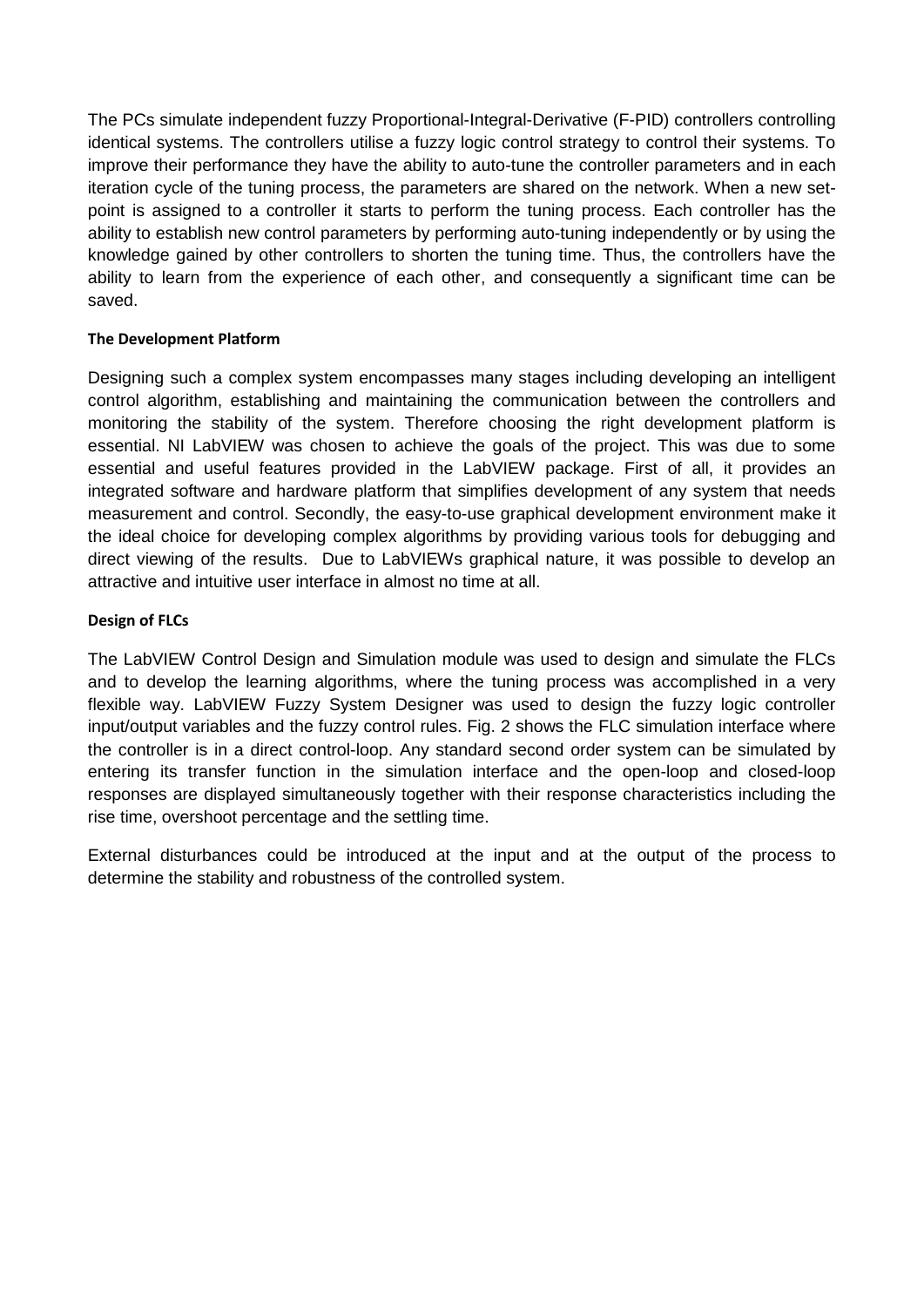The PCs simulate independent fuzzy Proportional-Integral-Derivative (F-PID) controllers controlling identical systems. The controllers utilise a fuzzy logic control strategy to control their systems. To improve their performance they have the ability to auto-tune the controller parameters and in each iteration cycle of the tuning process, the parameters are shared on the network. When a new set-point is assigned to a controller it starts to perform the tuning process. Each controller has the ability to establish new control parameters by performing auto-tuning independently or by using the knowledge gained by other controllers to shorten the tuning time. Thus, the controllers have the ability to learn from the experience of each other, and consequently a significant time can be saved.

**The Development Platform**

Designing such a complex system encompasses many stages including developing an intelligent control algorithm, establishing and maintaining the communication between the controllers and monitoring the stability of the system. Therefore choosing the right development platform is essential. NI LabVIEW was chosen to achieve the goals of the project. This was due to some essential and useful features provided in the LabVIEW package. First of all, it provides an integrated software and hardware platform that simplifies development of any system that needs measurement and control. Secondly, the easy-to-use graphical development environment make it the ideal choice for developing complex algorithms by providing various tools for debugging and direct viewing of the results. Due to LabVIEWs graphical nature, it was possible to develop an attractive and intuitive user interface in almost no time at all.

**Design of FLCs**

The LabVIEW Control Design and Simulation module was used to design and simulate the FLCs and to develop the learning algorithms, where the tuning process was accomplished in a very flexible way. LabVIEW Fuzzy System Designer was used to design the fuzzy logic controller input/output variables and the fuzzy control rules. Fig. 2 shows the FLC simulation interface where the controller is in a direct control-loop. Any standard second order system can be simulated by entering its transfer function in the simulation interface and the open-loop and closed-loop responses are displayed simultaneously together with their response characteristics including the rise time, overshoot percentage and the settling time.

External disturbances could be introduced at the input and at the output of the process to determine the stability and robustness of the controlled system.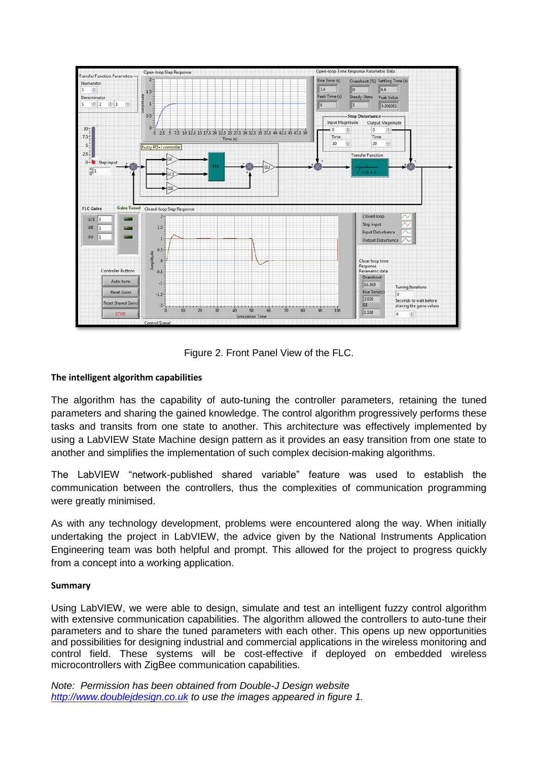Figure 2. Front Panel View of the FLC.

**The intelligent algorithm capabilities**

The algorithm has the capability of auto-tuning the controller parameters, retaining the tuned parameters and sharing the gained knowledge. The control algorithm progressively performs these tasks and transits from one state to another. This architecture was effectively implemented by using a LabVIEW State Machine design pattern as it provides an easy transition from one state to another and simplifies the implementation of such complex decision-making algorithms.

The LabVIEW "network-published shared variable" feature was used to establish the communication between the controllers, thus the complexities of communication programming were greatly minimised.

As with any technology development, problems were encountered along the way. When initially undertaking the project in LabVIEW, the advice given by the National Instruments Application Engineering team was both helpful and prompt. This allowed for the project to progress quickly from a concept into a working application.

**Summary**

Using LabVIEW, we were able to design, simulate and test an intelligent fuzzy control algorithm with extensive communication capabilities. The algorithm allowed the controllers to auto-tune their parameters and to share the tuned parameters with each other. This opens up new opportunities and possibilities for designing industrial and commercial applications in the wireless monitoring and control field. These systems will be cost-effective if deployed on embedded wireless microcontrollers with ZigBee communication capabilities.

*Note: Permission has been obtained from Double-J Design website [http://www.doublejdesign.co.uk](http://www.doublejdesign.co.uk) to use the images appeared in figure 1.*